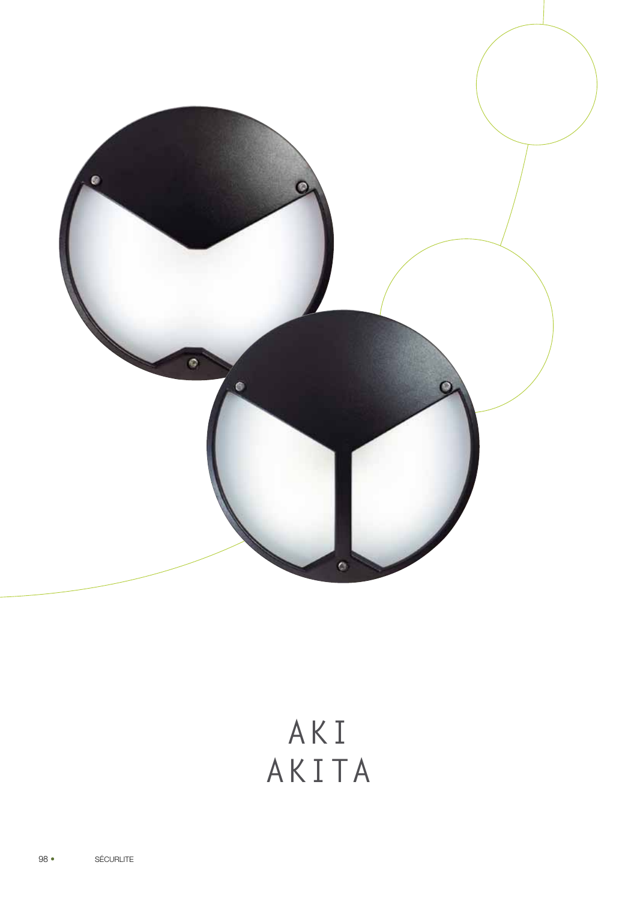# AKI
# AKITA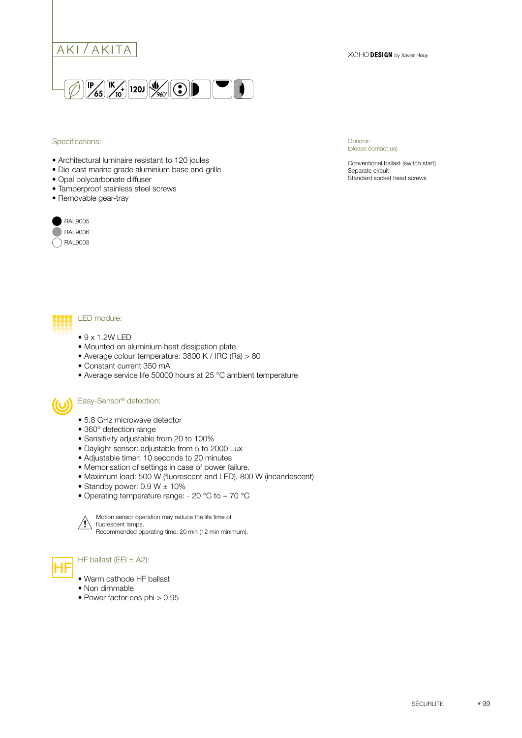# AKI / AKITA

XCHO DESIGN by Xavier Houy

## Specifications:

- Architectural luminaire resistant to 120 joules
- Die-cast marine grade aluminium base and grille
- Opal polycarbonate diffuser
- Tamperproof stainless steel screws
- Removable gear-tray

RAL9005
RAL9006
RAL9003

Options:
(please contact us)

Conventional ballast (switch start)
Separate circuit
Standard socket head screws

## LED module:

- 9 x 1.2W LED
- Mounted on aluminium heat dissipation plate
- Average colour temperature: 3800 K / IRC (Ra) > 80
- Constant current 350 mA
- Average service life 50000 hours at 25 °C ambient temperature

## Easy-Sensor® detection:

- 5.8 GHz microwave detector
- 360° detection range
- Sensitivity adjustable from 20 to 100%
- Daylight sensor: adjustable from 5 to 2000 Lux
- Adjustable timer: 10 seconds to 20 minutes
- Memorisation of settings in case of power failure.
- Maximum load: 500 W (fluorescent and LED), 800 W (incandescent)
- Standby power: 0.9 W ± 10%
- Operating temperature range: - 20 °C to + 70 °C

Motion sensor operation may reduce the life time of fluorescent lamps.
Recommended operating time: 20 min (12 min minimum).

## HF ballast (EEI = A2):

- Warm cathode HF ballast
- Non dimmable
- Power factor cos phi > 0.95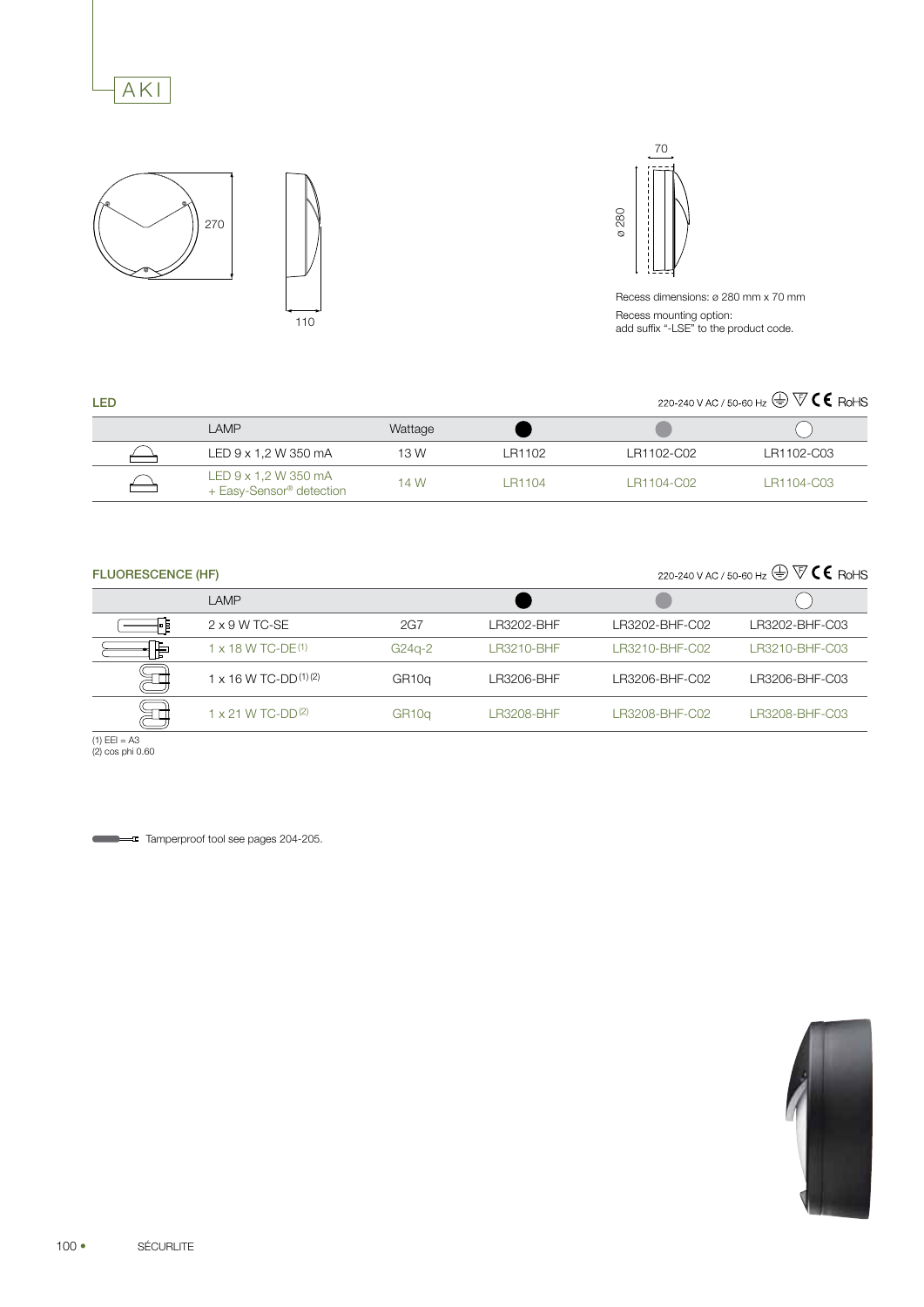# AKI

270

110

70

ø 280

Recess dimensions: ø 280 mm x 70 mm

Recess mounting option:
add suffix "-LSE" to the product code.

## LED

220-240 V AC / 50-60 Hz

| | LAMP | Wattage | ● (black) | ● (grey) | ○ (white) |
|---|---|---|---|---|---|
| | LED 9 x 1,2 W 350 mA | 13 W | LR1102 | LR1102-C02 | LR1102-C03 |
| | LED 9 x 1,2 W 350 mA + Easy-Sensor® detection | 14 W | LR1104 | LR1104-C02 | LR1104-C03 |

## FLUORESCENCE (HF)

220-240 V AC / 50-60 Hz

| | LAMP | | ● (black) | ● (grey) | ○ (white) |
|---|---|---|---|---|---|
| | 2 x 9 W TC-SE | 2G7 | LR3202-BHF | LR3202-BHF-C02 | LR3202-BHF-C03 |
| | 1 x 18 W TC-DE(1) | G24q-2 | LR3210-BHF | LR3210-BHF-C02 | LR3210-BHF-C03 |
| | 1 x 16 W TC-DD(1) (2) | GR10q | LR3206-BHF | LR3206-BHF-C02 | LR3206-BHF-C03 |
| | 1 x 21 W TC-DD(2) | GR10q | LR3208-BHF | LR3208-BHF-C02 | LR3208-BHF-C03 |

(1) EEI = A3
(2) cos phi 0.60

Tamperproof tool see pages 204-205.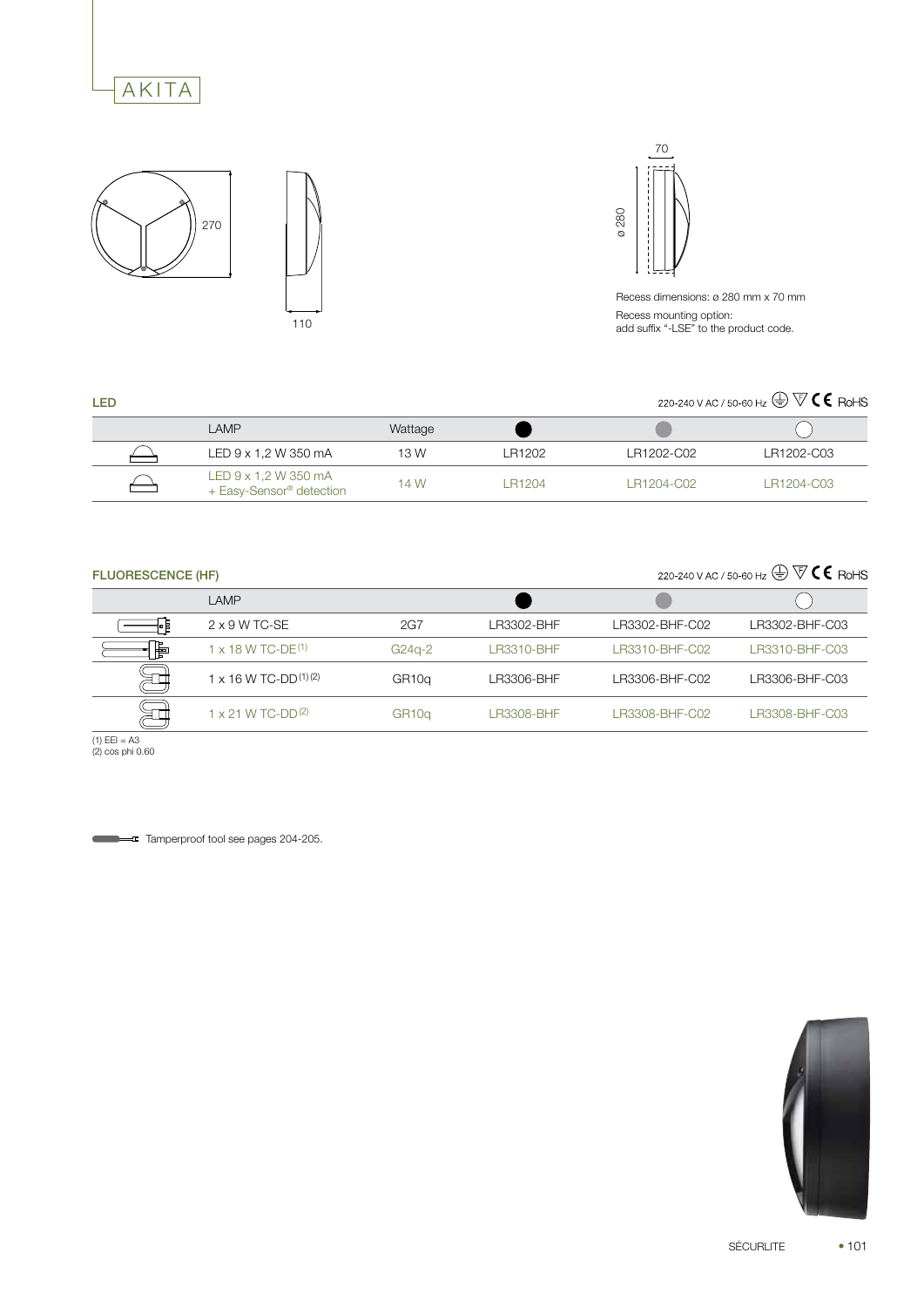# AKITA

270

110

70

ø 280

Recess dimensions: ø 280 mm x 70 mm

Recess mounting option:
add suffix "-LSE" to the product code.

## LED

220-240 V AC / 50-60 Hz RoHS

| | LAMP | Wattage | Black | Grey | White |
|---|---|---|---|---|---|
| | LED 9 x 1,2 W 350 mA | 13 W | LR1202 | LR1202-C02 | LR1202-C03 |
| | LED 9 x 1,2 W 350 mA + Easy-Sensor® detection | 14 W | LR1204 | LR1204-C02 | LR1204-C03 |

## FLUORESCENCE (HF)

220-240 V AC / 50-60 Hz RoHS

| | LAMP | | Black | Grey | White |
|---|---|---|---|---|---|
| | 2 x 9 W TC-SE | 2G7 | LR3302-BHF | LR3302-BHF-C02 | LR3302-BHF-C03 |
| | 1 x 18 W TC-DE (1) | G24q-2 | LR3310-BHF | LR3310-BHF-C02 | LR3310-BHF-C03 |
| | 1 x 16 W TC-DD (1) (2) | GR10q | LR3306-BHF | LR3306-BHF-C02 | LR3306-BHF-C03 |
| | 1 x 21 W TC-DD (2) | GR10q | LR3308-BHF | LR3308-BHF-C02 | LR3308-BHF-C03 |

(1) EEI = A3
(2) cos phi 0.60

Tamperproof tool see pages 204-205.